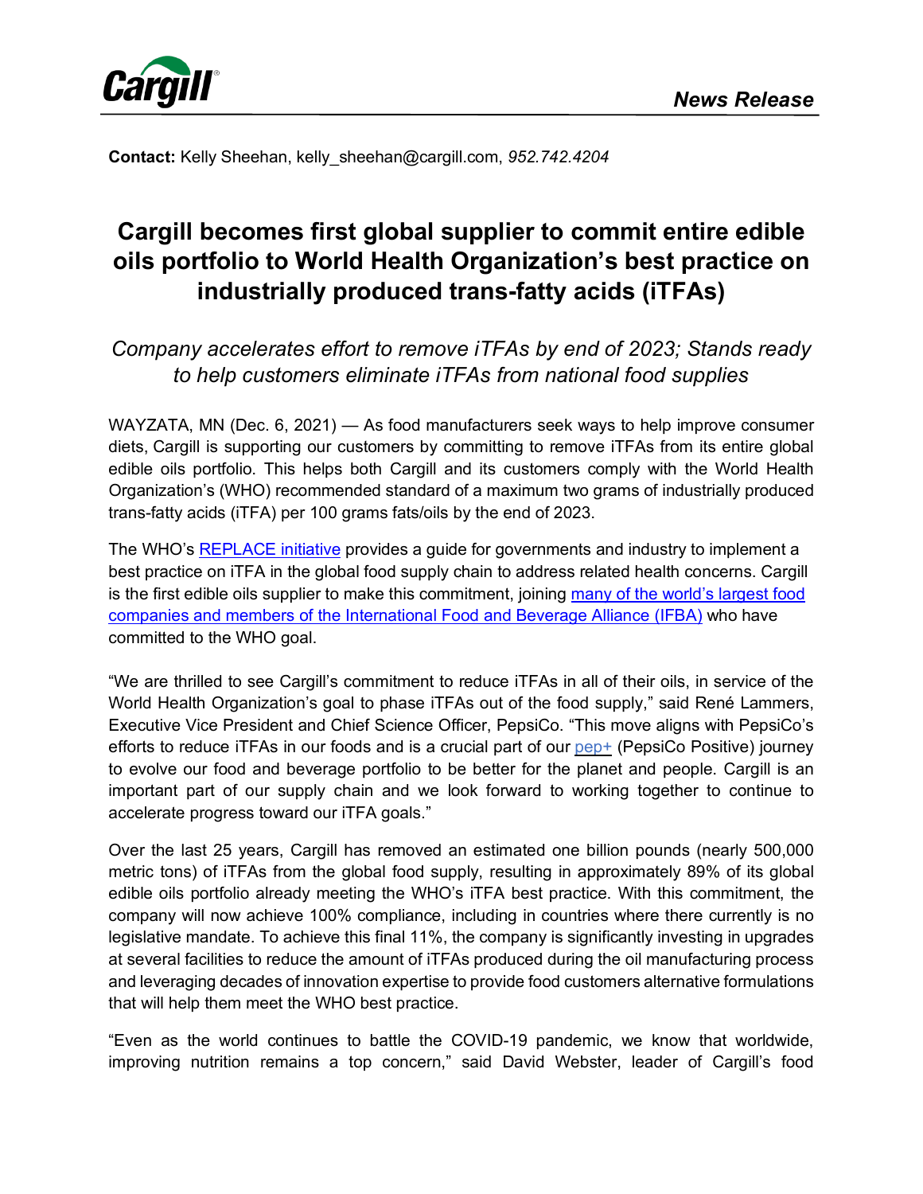**Cargill** *News Release*

**Contact:** Kelly Sheehan, kelly_sheehan@cargill.com, *952.742.4204*

# Cargill becomes first global supplier to commit entire edible oils portfolio to World Health Organization's best practice on industrially produced trans-fatty acids (iTFAs)

*Company accelerates effort to remove iTFAs by end of 2023; Stands ready to help customers eliminate iTFAs from national food supplies*

WAYZATA, MN (Dec. 6, 2021) — As food manufacturers seek ways to help improve consumer diets, Cargill is supporting our customers by committing to remove iTFAs from its entire global edible oils portfolio. This helps both Cargill and its customers comply with the World Health Organization's (WHO) recommended standard of a maximum two grams of industrially produced trans-fatty acids (iTFA) per 100 grams fats/oils by the end of 2023.

The WHO's REPLACE initiative provides a guide for governments and industry to implement a best practice on iTFA in the global food supply chain to address related health concerns. Cargill is the first edible oils supplier to make this commitment, joining many of the world's largest food companies and members of the International Food and Beverage Alliance (IFBA) who have committed to the WHO goal.

"We are thrilled to see Cargill's commitment to reduce iTFAs in all of their oils, in service of the World Health Organization's goal to phase iTFAs out of the food supply," said René Lammers, Executive Vice President and Chief Science Officer, PepsiCo. "This move aligns with PepsiCo's efforts to reduce iTFAs in our foods and is a crucial part of our pep+ (PepsiCo Positive) journey to evolve our food and beverage portfolio to be better for the planet and people. Cargill is an important part of our supply chain and we look forward to working together to continue to accelerate progress toward our iTFA goals."

Over the last 25 years, Cargill has removed an estimated one billion pounds (nearly 500,000 metric tons) of iTFAs from the global food supply, resulting in approximately 89% of its global edible oils portfolio already meeting the WHO's iTFA best practice. With this commitment, the company will now achieve 100% compliance, including in countries where there currently is no legislative mandate. To achieve this final 11%, the company is significantly investing in upgrades at several facilities to reduce the amount of iTFAs produced during the oil manufacturing process and leveraging decades of innovation expertise to provide food customers alternative formulations that will help them meet the WHO best practice.

"Even as the world continues to battle the COVID-19 pandemic, we know that worldwide, improving nutrition remains a top concern," said David Webster, leader of Cargill's food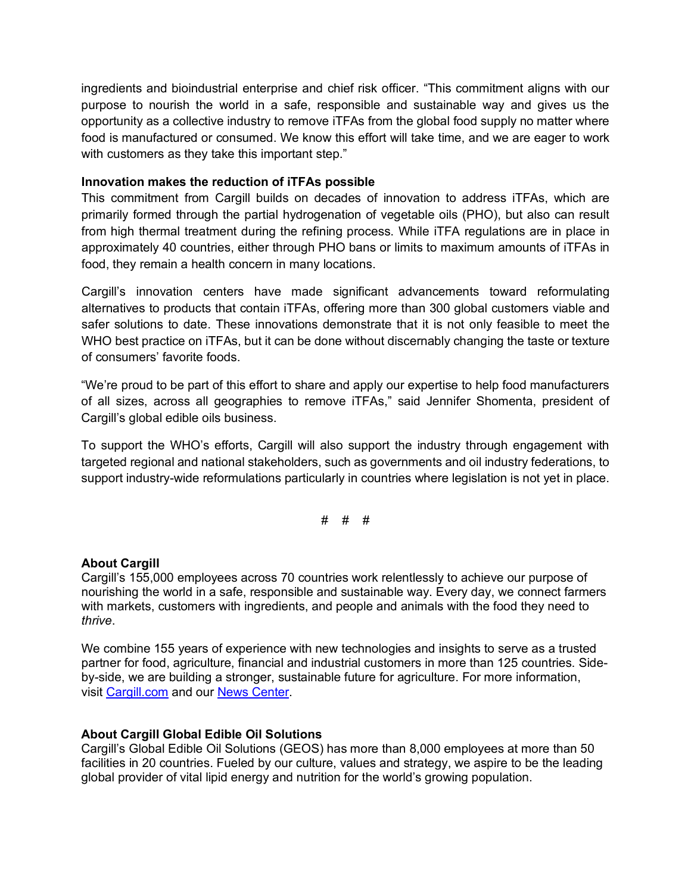ingredients and bioindustrial enterprise and chief risk officer. "This commitment aligns with our purpose to nourish the world in a safe, responsible and sustainable way and gives us the opportunity as a collective industry to remove iTFAs from the global food supply no matter where food is manufactured or consumed. We know this effort will take time, and we are eager to work with customers as they take this important step."

**Innovation makes the reduction of iTFAs possible**

This commitment from Cargill builds on decades of innovation to address iTFAs, which are primarily formed through the partial hydrogenation of vegetable oils (PHO), but also can result from high thermal treatment during the refining process. While iTFA regulations are in place in approximately 40 countries, either through PHO bans or limits to maximum amounts of iTFAs in food, they remain a health concern in many locations.

Cargill's innovation centers have made significant advancements toward reformulating alternatives to products that contain iTFAs, offering more than 300 global customers viable and safer solutions to date. These innovations demonstrate that it is not only feasible to meet the WHO best practice on iTFAs, but it can be done without discernably changing the taste or texture of consumers' favorite foods.

"We're proud to be part of this effort to share and apply our expertise to help food manufacturers of all sizes, across all geographies to remove iTFAs," said Jennifer Shomenta, president of Cargill's global edible oils business.

To support the WHO's efforts, Cargill will also support the industry through engagement with targeted regional and national stakeholders, such as governments and oil industry federations, to support industry-wide reformulations particularly in countries where legislation is not yet in place.

# # #

**About Cargill**

Cargill's 155,000 employees across 70 countries work relentlessly to achieve our purpose of nourishing the world in a safe, responsible and sustainable way. Every day, we connect farmers with markets, customers with ingredients, and people and animals with the food they need to *thrive*.

We combine 155 years of experience with new technologies and insights to serve as a trusted partner for food, agriculture, financial and industrial customers in more than 125 countries. Side-by-side, we are building a stronger, sustainable future for agriculture. For more information, visit Cargill.com and our News Center.

**About Cargill Global Edible Oil Solutions**

Cargill's Global Edible Oil Solutions (GEOS) has more than 8,000 employees at more than 50 facilities in 20 countries. Fueled by our culture, values and strategy, we aspire to be the leading global provider of vital lipid energy and nutrition for the world's growing population.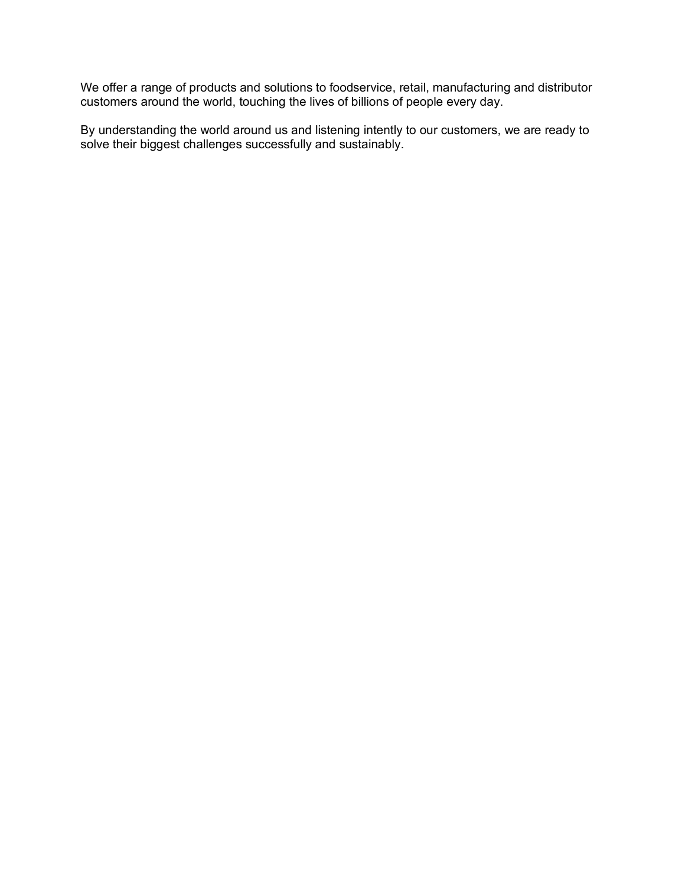We offer a range of products and solutions to foodservice, retail, manufacturing and distributor customers around the world, touching the lives of billions of people every day.

By understanding the world around us and listening intently to our customers, we are ready to solve their biggest challenges successfully and sustainably.